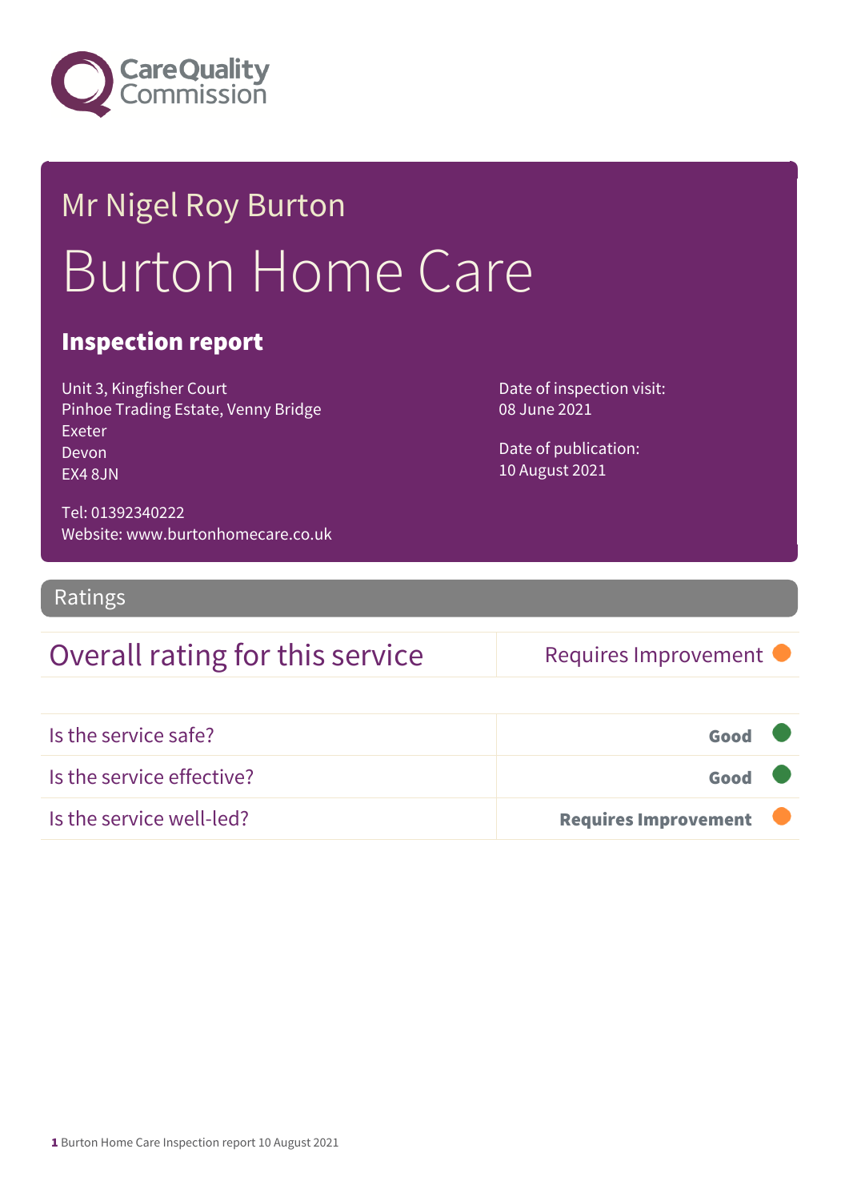Mr Nigel Roy Burton

# Burton Home Care

## Inspection report

Unit 3, Kingfisher Court
Pinhoe Trading Estate, Venny Bridge
Exeter
Devon
EX4 8JN

Tel: 01392340222
Website: www.burtonhomecare.co.uk

Date of inspection visit:
08 June 2021

Date of publication:
10 August 2021

## Ratings

| Overall rating for this service | Requires Improvement |
| --- | --- |

| | |
| --- | --- |
| Is the service safe? | **Good** |
| Is the service effective? | **Good** |
| Is the service well-led? | **Requires Improvement** |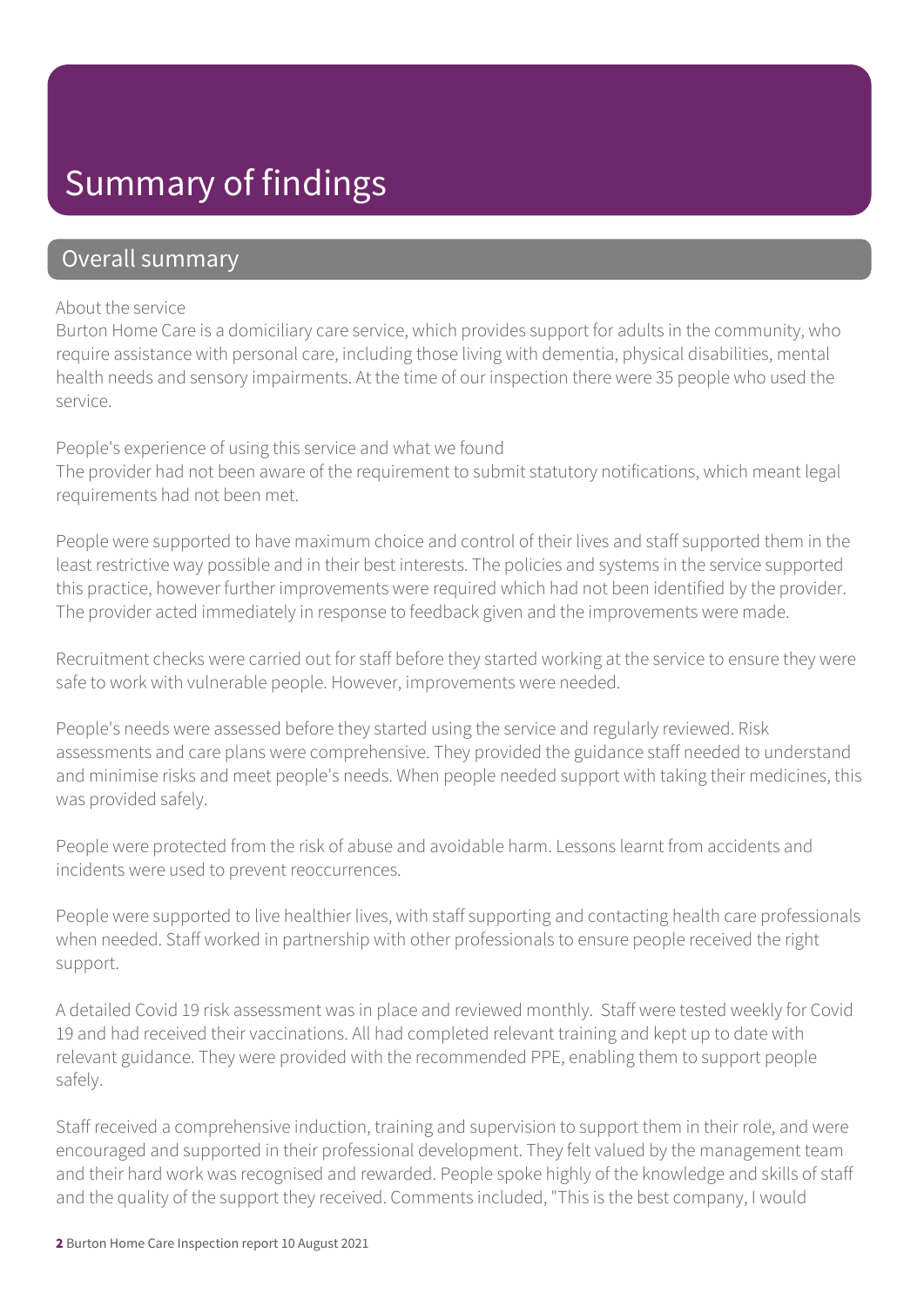# Summary of findings

## Overall summary

About the service

Burton Home Care is a domiciliary care service, which provides support for adults in the community, who require assistance with personal care, including those living with dementia, physical disabilities, mental health needs and sensory impairments. At the time of our inspection there were 35 people who used the service.

People's experience of using this service and what we found

The provider had not been aware of the requirement to submit statutory notifications, which meant legal requirements had not been met.

People were supported to have maximum choice and control of their lives and staff supported them in the least restrictive way possible and in their best interests. The policies and systems in the service supported this practice, however further improvements were required which had not been identified by the provider. The provider acted immediately in response to feedback given and the improvements were made.

Recruitment checks were carried out for staff before they started working at the service to ensure they were safe to work with vulnerable people. However, improvements were needed.

People's needs were assessed before they started using the service and regularly reviewed. Risk assessments and care plans were comprehensive. They provided the guidance staff needed to understand and minimise risks and meet people's needs. When people needed support with taking their medicines, this was provided safely.

People were protected from the risk of abuse and avoidable harm. Lessons learnt from accidents and incidents were used to prevent reoccurrences.

People were supported to live healthier lives, with staff supporting and contacting health care professionals when needed. Staff worked in partnership with other professionals to ensure people received the right support.

A detailed Covid 19 risk assessment was in place and reviewed monthly. Staff were tested weekly for Covid 19 and had received their vaccinations. All had completed relevant training and kept up to date with relevant guidance. They were provided with the recommended PPE, enabling them to support people safely.

Staff received a comprehensive induction, training and supervision to support them in their role, and were encouraged and supported in their professional development. They felt valued by the management team and their hard work was recognised and rewarded. People spoke highly of the knowledge and skills of staff and the quality of the support they received. Comments included, "This is the best company, I would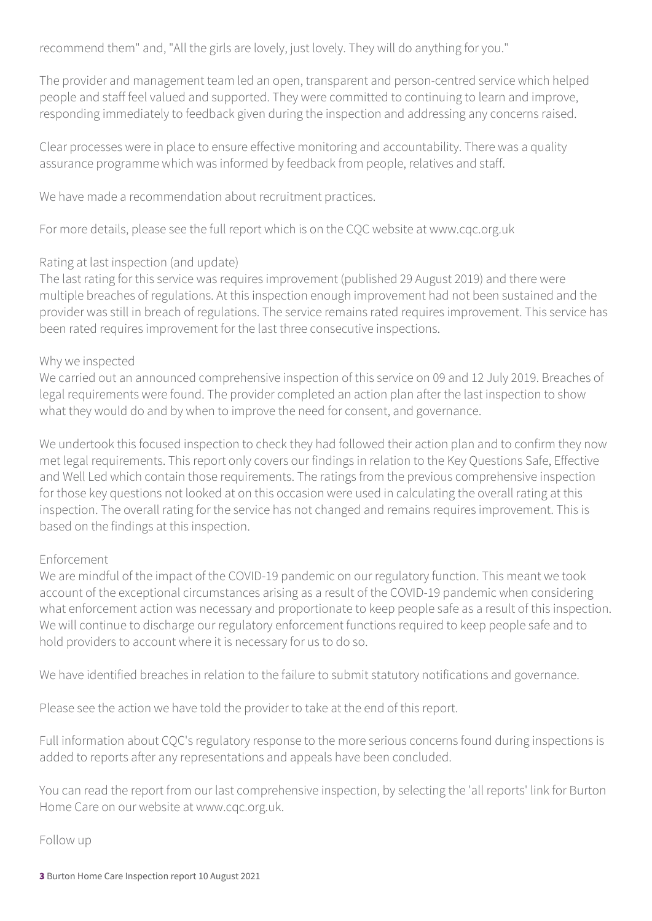recommend them" and, "All the girls are lovely, just lovely. They will do anything for you."

The provider and management team led an open, transparent and person-centred service which helped people and staff feel valued and supported. They were committed to continuing to learn and improve, responding immediately to feedback given during the inspection and addressing any concerns raised.

Clear processes were in place to ensure effective monitoring and accountability. There was a quality assurance programme which was informed by feedback from people, relatives and staff.

We have made a recommendation about recruitment practices.

For more details, please see the full report which is on the CQC website at www.cqc.org.uk

Rating at last inspection (and update)
The last rating for this service was requires improvement (published 29 August 2019) and there were multiple breaches of regulations. At this inspection enough improvement had not been sustained and the provider was still in breach of regulations. The service remains rated requires improvement. This service has been rated requires improvement for the last three consecutive inspections.

Why we inspected
We carried out an announced comprehensive inspection of this service on 09 and 12 July 2019. Breaches of legal requirements were found. The provider completed an action plan after the last inspection to show what they would do and by when to improve the need for consent, and governance.

We undertook this focused inspection to check they had followed their action plan and to confirm they now met legal requirements. This report only covers our findings in relation to the Key Questions Safe, Effective and Well Led which contain those requirements. The ratings from the previous comprehensive inspection for those key questions not looked at on this occasion were used in calculating the overall rating at this inspection. The overall rating for the service has not changed and remains requires improvement. This is based on the findings at this inspection.

Enforcement
We are mindful of the impact of the COVID-19 pandemic on our regulatory function. This meant we took account of the exceptional circumstances arising as a result of the COVID-19 pandemic when considering what enforcement action was necessary and proportionate to keep people safe as a result of this inspection. We will continue to discharge our regulatory enforcement functions required to keep people safe and to hold providers to account where it is necessary for us to do so.

We have identified breaches in relation to the failure to submit statutory notifications and governance.

Please see the action we have told the provider to take at the end of this report.

Full information about CQC's regulatory response to the more serious concerns found during inspections is added to reports after any representations and appeals have been concluded.

You can read the report from our last comprehensive inspection, by selecting the 'all reports' link for Burton Home Care on our website at www.cqc.org.uk.

Follow up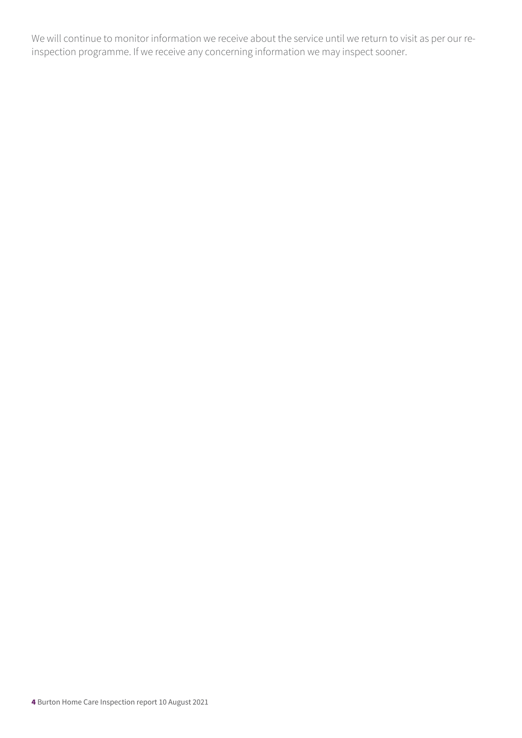We will continue to monitor information we receive about the service until we return to visit as per our re-inspection programme. If we receive any concerning information we may inspect sooner.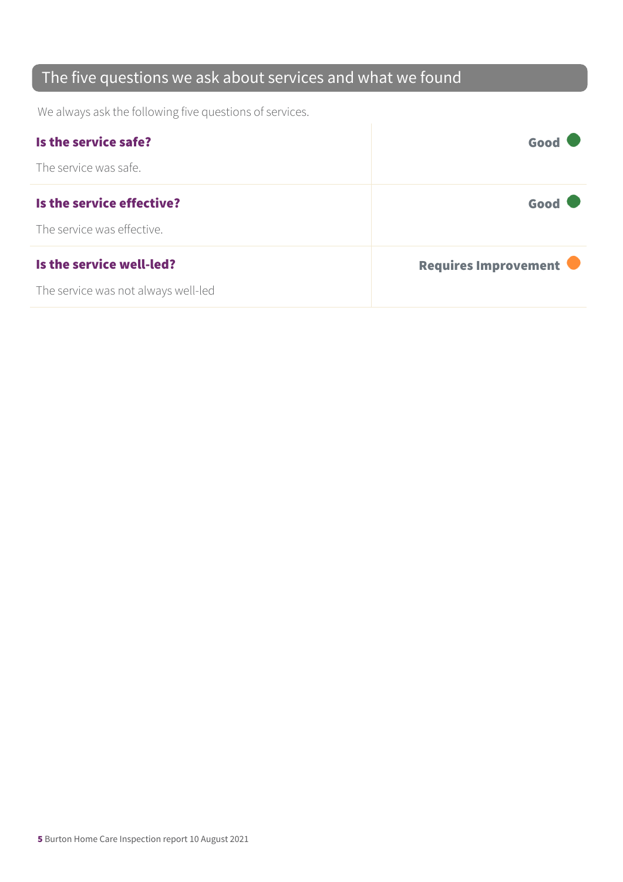## The five questions we ask about services and what we found

We always ask the following five questions of services.

| | |
|---|---|
| **Is the service safe?**<br>The service was safe. | **Good** |
| **Is the service effective?**<br>The service was effective. | **Good** |
| **Is the service well-led?**<br>The service was not always well-led | **Requires Improvement** |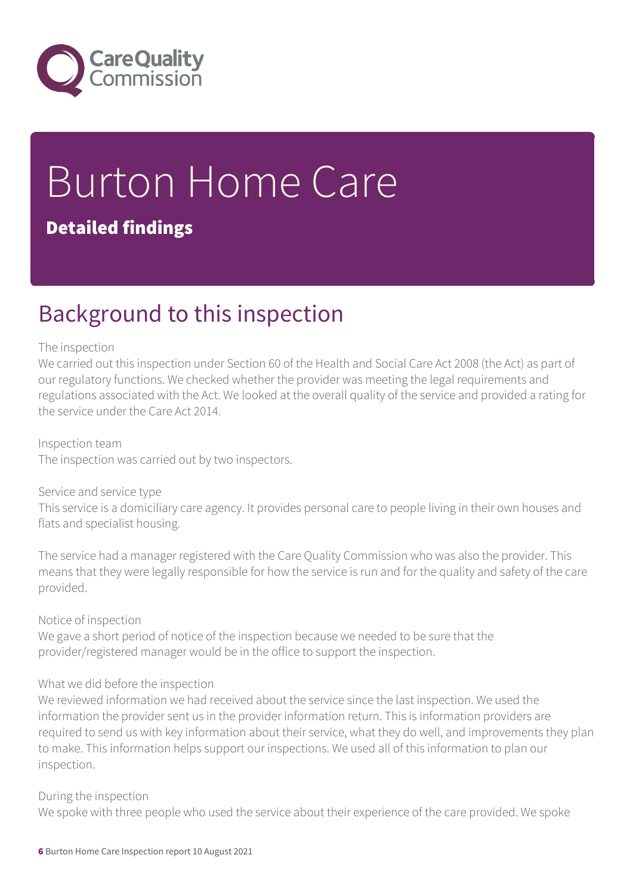# Burton Home Care

## Detailed findings

## Background to this inspection

The inspection

We carried out this inspection under Section 60 of the Health and Social Care Act 2008 (the Act) as part of our regulatory functions. We checked whether the provider was meeting the legal requirements and regulations associated with the Act. We looked at the overall quality of the service and provided a rating for the service under the Care Act 2014.

Inspection team

The inspection was carried out by two inspectors.

Service and service type

This service is a domiciliary care agency. It provides personal care to people living in their own houses and flats and specialist housing.

The service had a manager registered with the Care Quality Commission who was also the provider. This means that they were legally responsible for how the service is run and for the quality and safety of the care provided.

Notice of inspection

We gave a short period of notice of the inspection because we needed to be sure that the provider/registered manager would be in the office to support the inspection.

What we did before the inspection

We reviewed information we had received about the service since the last inspection. We used the information the provider sent us in the provider information return. This is information providers are required to send us with key information about their service, what they do well, and improvements they plan to make. This information helps support our inspections. We used all of this information to plan our inspection.

During the inspection

We spoke with three people who used the service about their experience of the care provided. We spoke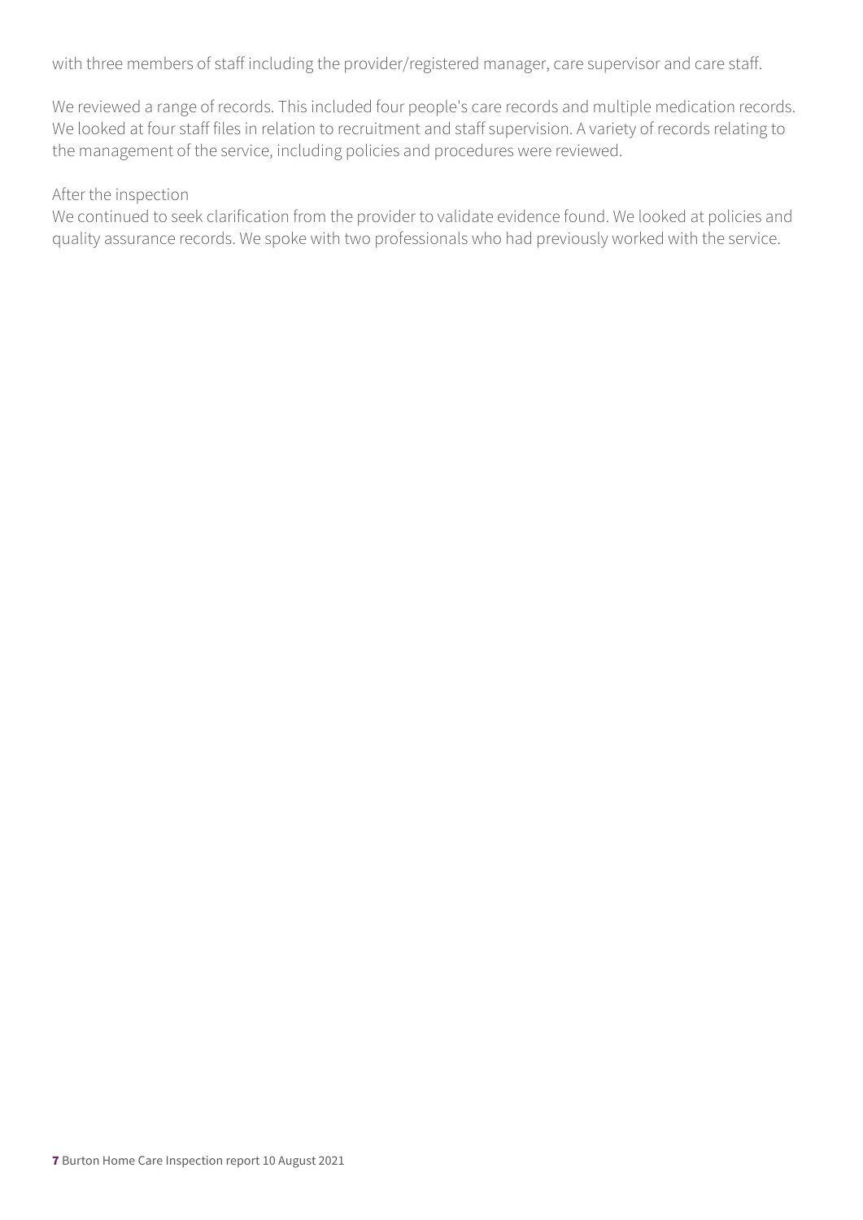with three members of staff including the provider/registered manager, care supervisor and care staff.

We reviewed a range of records. This included four people's care records and multiple medication records. We looked at four staff files in relation to recruitment and staff supervision. A variety of records relating to the management of the service, including policies and procedures were reviewed.

After the inspection

We continued to seek clarification from the provider to validate evidence found. We looked at policies and quality assurance records. We spoke with two professionals who had previously worked with the service.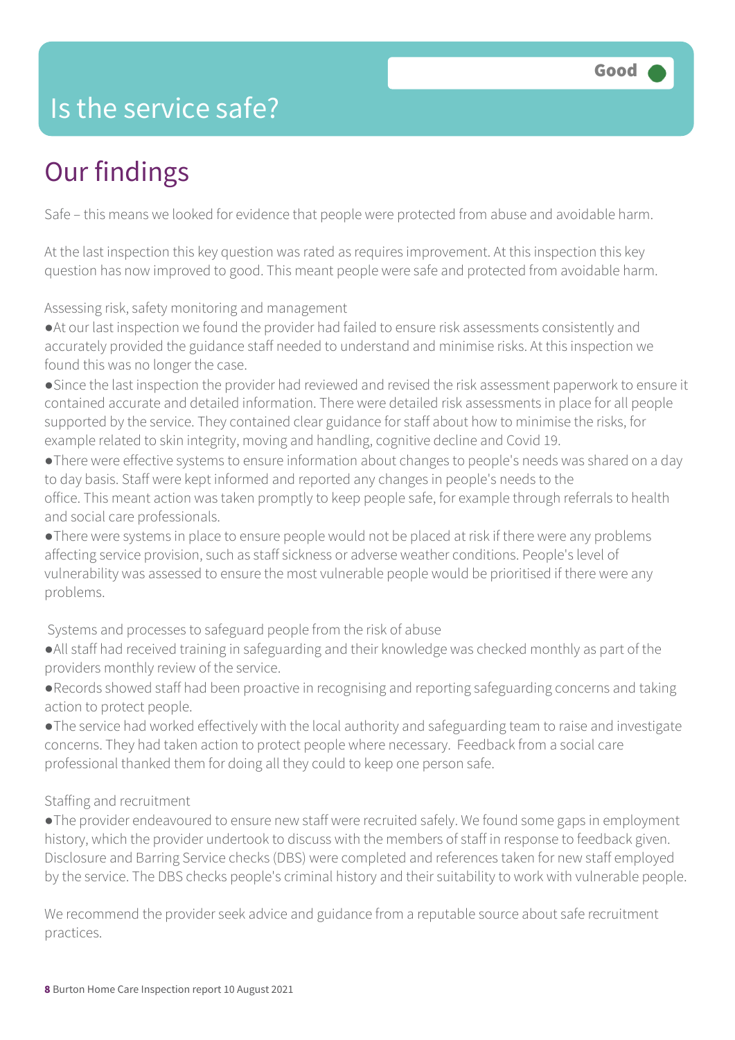# Is the service safe?

**Good**

## Our findings

Safe – this means we looked for evidence that people were protected from abuse and avoidable harm.

At the last inspection this key question was rated as requires improvement. At this inspection this key question has now improved to good. This meant people were safe and protected from avoidable harm.

Assessing risk, safety monitoring and management

- At our last inspection we found the provider had failed to ensure risk assessments consistently and accurately provided the guidance staff needed to understand and minimise risks. At this inspection we found this was no longer the case.
- Since the last inspection the provider had reviewed and revised the risk assessment paperwork to ensure it contained accurate and detailed information. There were detailed risk assessments in place for all people supported by the service. They contained clear guidance for staff about how to minimise the risks, for example related to skin integrity, moving and handling, cognitive decline and Covid 19.
- There were effective systems to ensure information about changes to people's needs was shared on a day to day basis. Staff were kept informed and reported any changes in people's needs to the office. This meant action was taken promptly to keep people safe, for example through referrals to health and social care professionals.
- There were systems in place to ensure people would not be placed at risk if there were any problems affecting service provision, such as staff sickness or adverse weather conditions. People's level of vulnerability was assessed to ensure the most vulnerable people would be prioritised if there were any problems.

Systems and processes to safeguard people from the risk of abuse

- All staff had received training in safeguarding and their knowledge was checked monthly as part of the providers monthly review of the service.
- Records showed staff had been proactive in recognising and reporting safeguarding concerns and taking action to protect people.
- The service had worked effectively with the local authority and safeguarding team to raise and investigate concerns. They had taken action to protect people where necessary. Feedback from a social care professional thanked them for doing all they could to keep one person safe.

Staffing and recruitment

- The provider endeavoured to ensure new staff were recruited safely. We found some gaps in employment history, which the provider undertook to discuss with the members of staff in response to feedback given. Disclosure and Barring Service checks (DBS) were completed and references taken for new staff employed by the service. The DBS checks people's criminal history and their suitability to work with vulnerable people.

We recommend the provider seek advice and guidance from a reputable source about safe recruitment practices.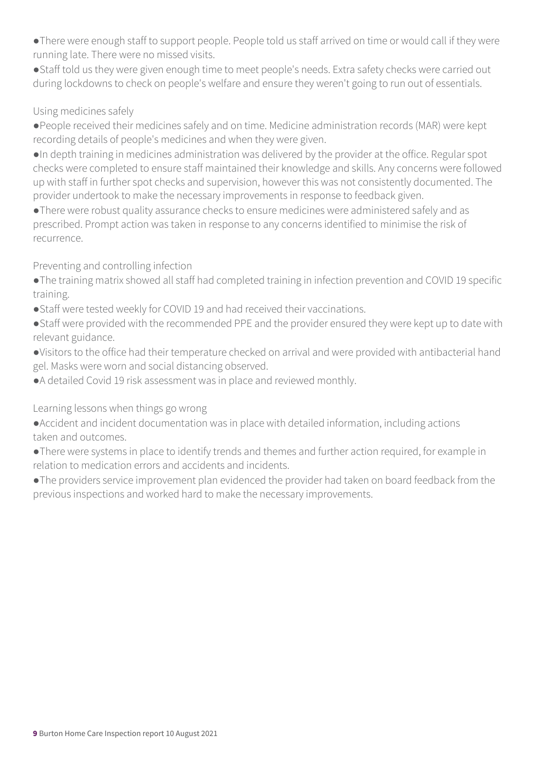- There were enough staff to support people. People told us staff arrived on time or would call if they were running late. There were no missed visits.
- Staff told us they were given enough time to meet people's needs. Extra safety checks were carried out during lockdowns to check on people's welfare and ensure they weren't going to run out of essentials.

### Using medicines safely

- People received their medicines safely and on time. Medicine administration records (MAR) were kept recording details of people's medicines and when they were given.
- In depth training in medicines administration was delivered by the provider at the office. Regular spot checks were completed to ensure staff maintained their knowledge and skills. Any concerns were followed up with staff in further spot checks and supervision, however this was not consistently documented. The provider undertook to make the necessary improvements in response to feedback given.
- There were robust quality assurance checks to ensure medicines were administered safely and as prescribed. Prompt action was taken in response to any concerns identified to minimise the risk of recurrence.

### Preventing and controlling infection

- The training matrix showed all staff had completed training in infection prevention and COVID 19 specific training.
- Staff were tested weekly for COVID 19 and had received their vaccinations.
- Staff were provided with the recommended PPE and the provider ensured they were kept up to date with relevant guidance.
- Visitors to the office had their temperature checked on arrival and were provided with antibacterial hand gel. Masks were worn and social distancing observed.
- A detailed Covid 19 risk assessment was in place and reviewed monthly.

### Learning lessons when things go wrong

- Accident and incident documentation was in place with detailed information, including actions taken and outcomes.
- There were systems in place to identify trends and themes and further action required, for example in relation to medication errors and accidents and incidents.
- The providers service improvement plan evidenced the provider had taken on board feedback from the previous inspections and worked hard to make the necessary improvements.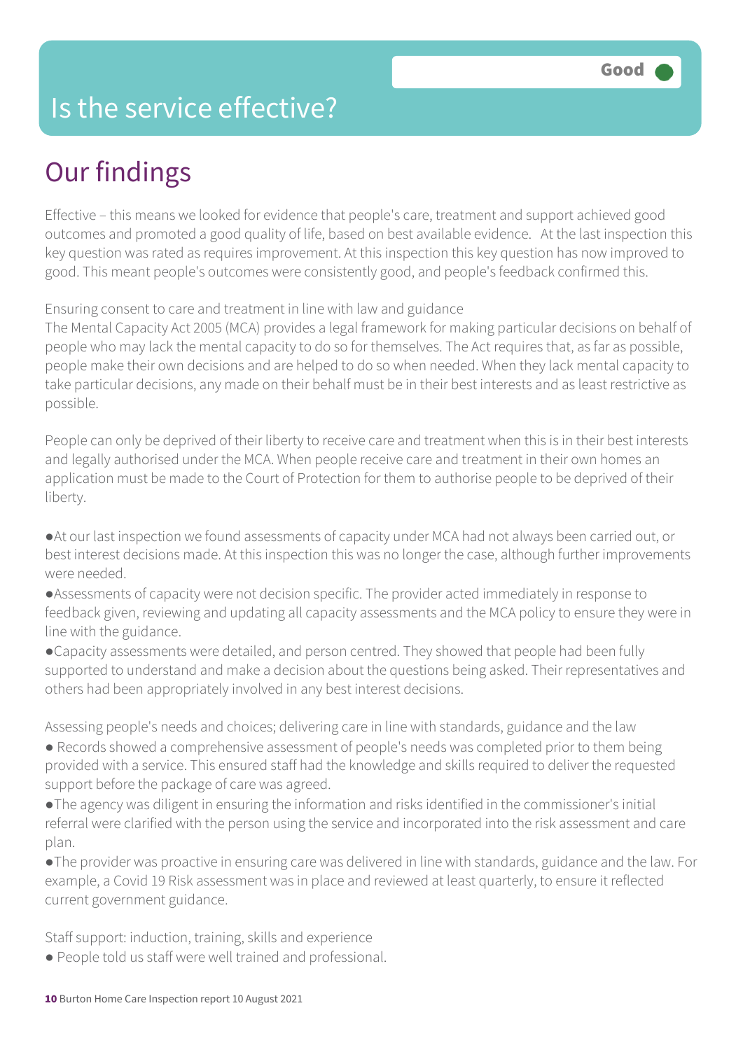# Is the service effective?

Good

## Our findings

Effective – this means we looked for evidence that people's care, treatment and support achieved good outcomes and promoted a good quality of life, based on best available evidence. At the last inspection this key question was rated as requires improvement. At this inspection this key question has now improved to good. This meant people's outcomes were consistently good, and people's feedback confirmed this.

Ensuring consent to care and treatment in line with law and guidance
The Mental Capacity Act 2005 (MCA) provides a legal framework for making particular decisions on behalf of people who may lack the mental capacity to do so for themselves. The Act requires that, as far as possible, people make their own decisions and are helped to do so when needed. When they lack mental capacity to take particular decisions, any made on their behalf must be in their best interests and as least restrictive as possible.

People can only be deprived of their liberty to receive care and treatment when this is in their best interests and legally authorised under the MCA. When people receive care and treatment in their own homes an application must be made to the Court of Protection for them to authorise people to be deprived of their liberty.

- At our last inspection we found assessments of capacity under MCA had not always been carried out, or best interest decisions made. At this inspection this was no longer the case, although further improvements were needed.
- Assessments of capacity were not decision specific. The provider acted immediately in response to feedback given, reviewing and updating all capacity assessments and the MCA policy to ensure they were in line with the guidance.
- Capacity assessments were detailed, and person centred. They showed that people had been fully supported to understand and make a decision about the questions being asked. Their representatives and others had been appropriately involved in any best interest decisions.

Assessing people's needs and choices; delivering care in line with standards, guidance and the law

- Records showed a comprehensive assessment of people's needs was completed prior to them being provided with a service. This ensured staff had the knowledge and skills required to deliver the requested support before the package of care was agreed.
- The agency was diligent in ensuring the information and risks identified in the commissioner's initial referral were clarified with the person using the service and incorporated into the risk assessment and care plan.
- The provider was proactive in ensuring care was delivered in line with standards, guidance and the law. For example, a Covid 19 Risk assessment was in place and reviewed at least quarterly, to ensure it reflected current government guidance.

Staff support: induction, training, skills and experience

- People told us staff were well trained and professional.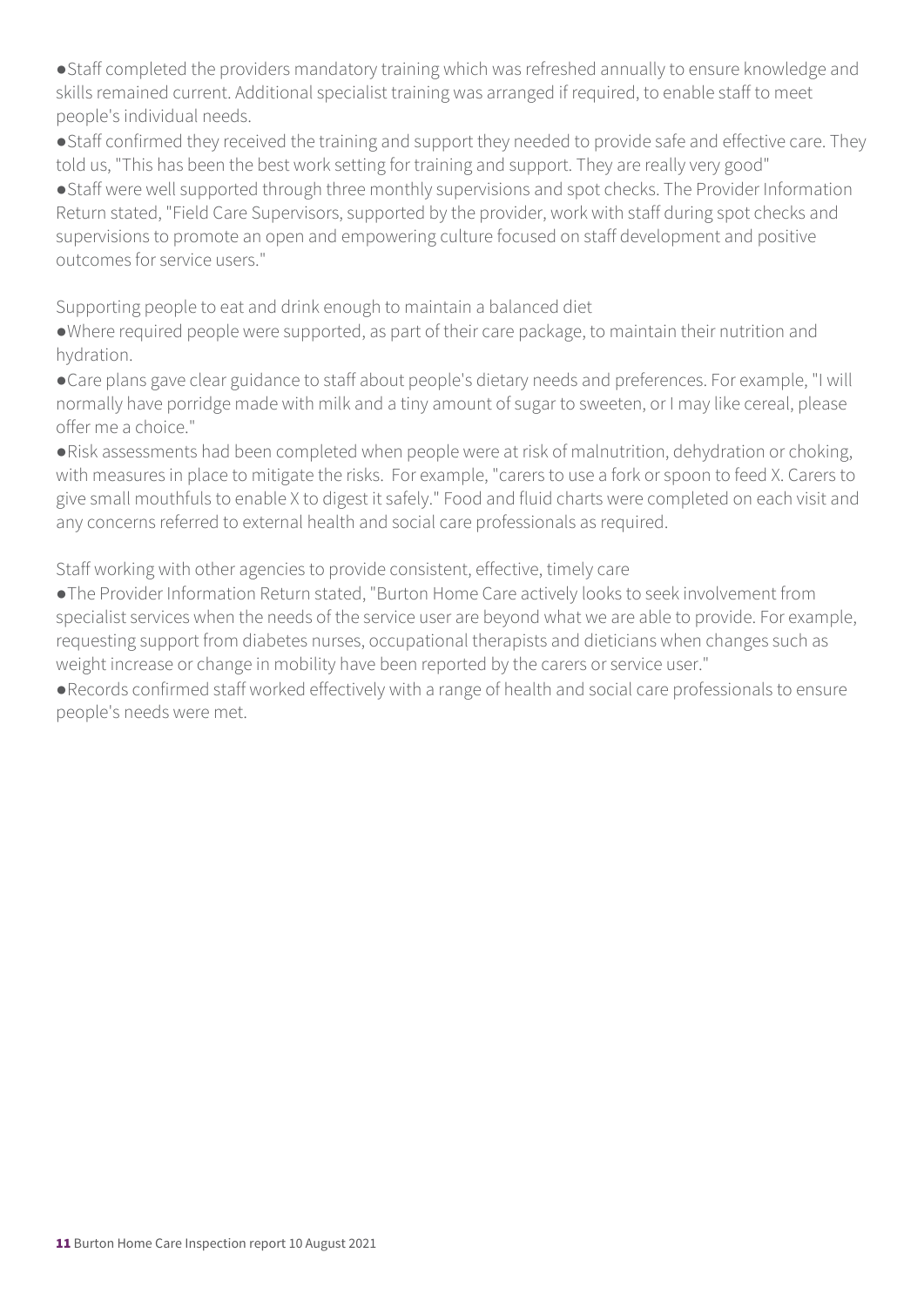- Staff completed the providers mandatory training which was refreshed annually to ensure knowledge and skills remained current. Additional specialist training was arranged if required, to enable staff to meet people's individual needs.
- Staff confirmed they received the training and support they needed to provide safe and effective care. They told us, "This has been the best work setting for training and support. They are really very good"
- Staff were well supported through three monthly supervisions and spot checks. The Provider Information Return stated, "Field Care Supervisors, supported by the provider, work with staff during spot checks and supervisions to promote an open and empowering culture focused on staff development and positive outcomes for service users."

Supporting people to eat and drink enough to maintain a balanced diet

- Where required people were supported, as part of their care package, to maintain their nutrition and hydration.
- Care plans gave clear guidance to staff about people's dietary needs and preferences. For example, "I will normally have porridge made with milk and a tiny amount of sugar to sweeten, or I may like cereal, please offer me a choice."
- Risk assessments had been completed when people were at risk of malnutrition, dehydration or choking, with measures in place to mitigate the risks. For example, "carers to use a fork or spoon to feed X. Carers to give small mouthfuls to enable X to digest it safely." Food and fluid charts were completed on each visit and any concerns referred to external health and social care professionals as required.

Staff working with other agencies to provide consistent, effective, timely care

- The Provider Information Return stated, "Burton Home Care actively looks to seek involvement from specialist services when the needs of the service user are beyond what we are able to provide. For example, requesting support from diabetes nurses, occupational therapists and dieticians when changes such as weight increase or change in mobility have been reported by the carers or service user."
- Records confirmed staff worked effectively with a range of health and social care professionals to ensure people's needs were met.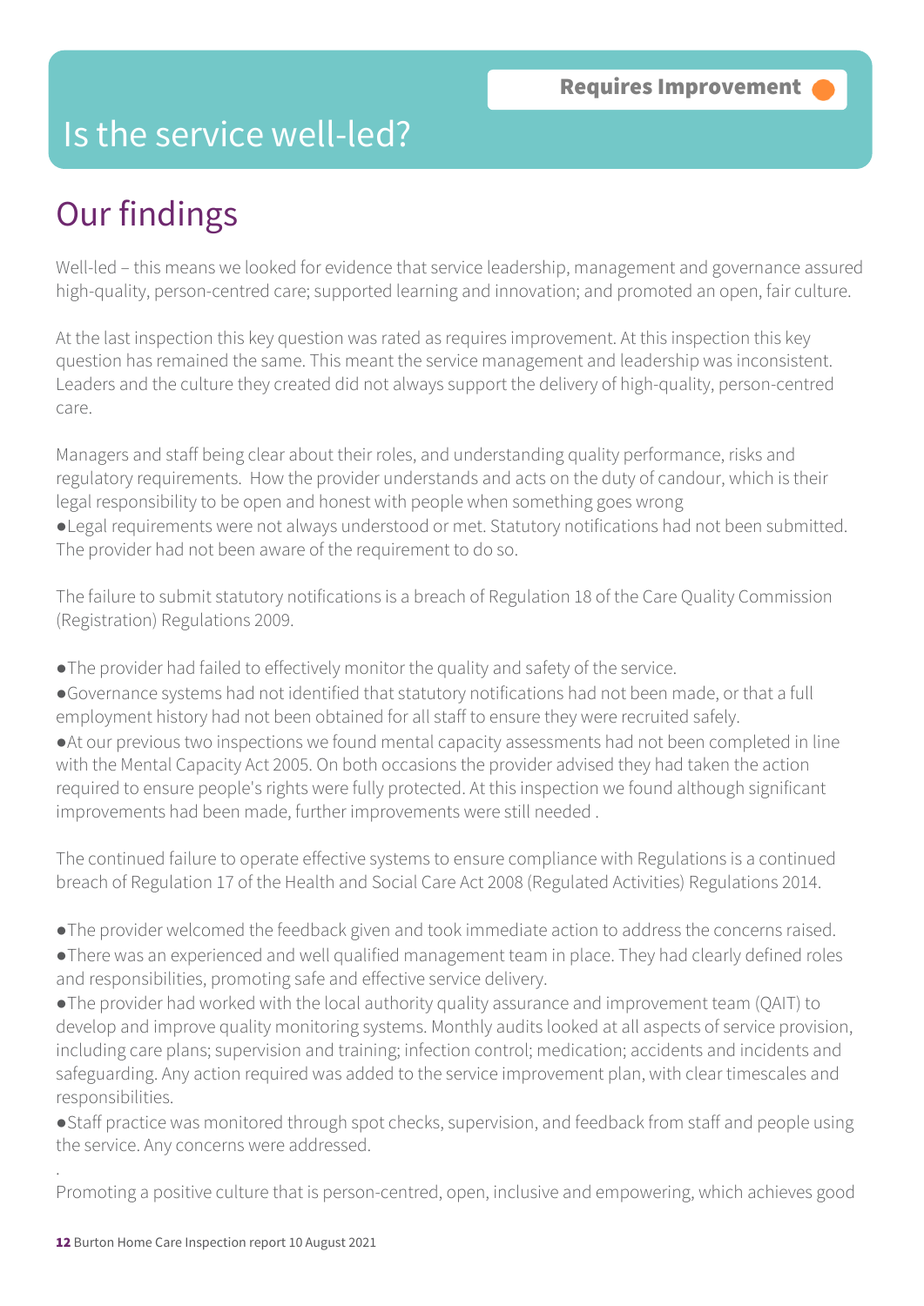Requires Improvement

# Is the service well-led?

## Our findings

Well-led – this means we looked for evidence that service leadership, management and governance assured high-quality, person-centred care; supported learning and innovation; and promoted an open, fair culture.

At the last inspection this key question was rated as requires improvement. At this inspection this key question has remained the same. This meant the service management and leadership was inconsistent. Leaders and the culture they created did not always support the delivery of high-quality, person-centred care.

Managers and staff being clear about their roles, and understanding quality performance, risks and regulatory requirements. How the provider understands and acts on the duty of candour, which is their legal responsibility to be open and honest with people when something goes wrong

- Legal requirements were not always understood or met. Statutory notifications had not been submitted. The provider had not been aware of the requirement to do so.

The failure to submit statutory notifications is a breach of Regulation 18 of the Care Quality Commission (Registration) Regulations 2009.

- The provider had failed to effectively monitor the quality and safety of the service.
- Governance systems had not identified that statutory notifications had not been made, or that a full employment history had not been obtained for all staff to ensure they were recruited safely.
- At our previous two inspections we found mental capacity assessments had not been completed in line with the Mental Capacity Act 2005. On both occasions the provider advised they had taken the action required to ensure people's rights were fully protected. At this inspection we found although significant improvements had been made, further improvements were still needed .

The continued failure to operate effective systems to ensure compliance with Regulations is a continued breach of Regulation 17 of the Health and Social Care Act 2008 (Regulated Activities) Regulations 2014.

- The provider welcomed the feedback given and took immediate action to address the concerns raised.
- There was an experienced and well qualified management team in place. They had clearly defined roles and responsibilities, promoting safe and effective service delivery.
- The provider had worked with the local authority quality assurance and improvement team (QAIT) to develop and improve quality monitoring systems. Monthly audits looked at all aspects of service provision, including care plans; supervision and training; infection control; medication; accidents and incidents and safeguarding. Any action required was added to the service improvement plan, with clear timescales and responsibilities.
- Staff practice was monitored through spot checks, supervision, and feedback from staff and people using the service. Any concerns were addressed.

.

Promoting a positive culture that is person-centred, open, inclusive and empowering, which achieves good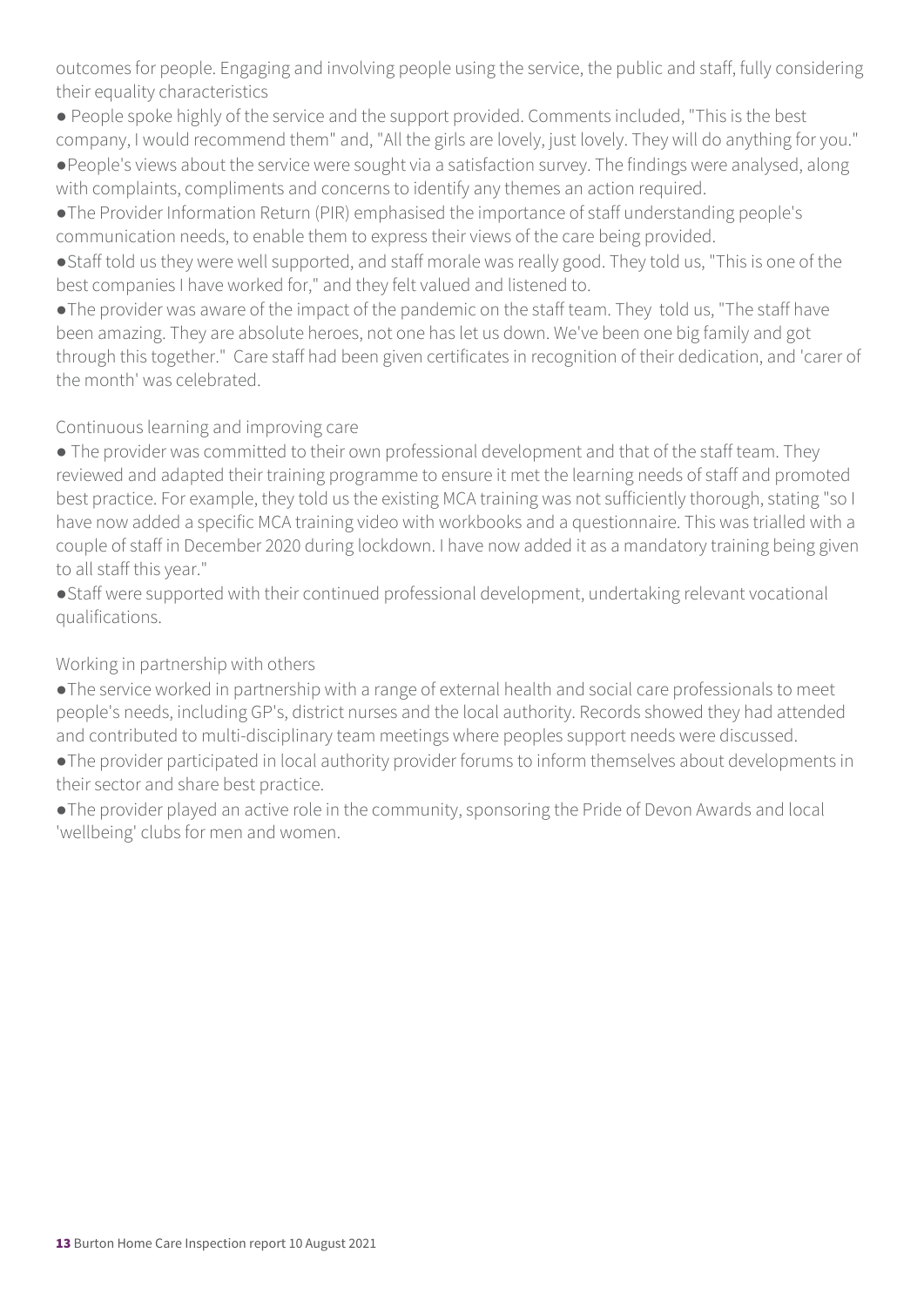outcomes for people. Engaging and involving people using the service, the public and staff, fully considering their equality characteristics

- People spoke highly of the service and the support provided. Comments included, "This is the best company, I would recommend them" and, "All the girls are lovely, just lovely. They will do anything for you."
- People's views about the service were sought via a satisfaction survey. The findings were analysed, along with complaints, compliments and concerns to identify any themes an action required.
- The Provider Information Return (PIR) emphasised the importance of staff understanding people's communication needs, to enable them to express their views of the care being provided.
- Staff told us they were well supported, and staff morale was really good. They told us, "This is one of the best companies I have worked for," and they felt valued and listened to.
- The provider was aware of the impact of the pandemic on the staff team. They told us, "The staff have been amazing. They are absolute heroes, not one has let us down. We've been one big family and got through this together." Care staff had been given certificates in recognition of their dedication, and 'carer of the month' was celebrated.

Continuous learning and improving care

- The provider was committed to their own professional development and that of the staff team. They reviewed and adapted their training programme to ensure it met the learning needs of staff and promoted best practice. For example, they told us the existing MCA training was not sufficiently thorough, stating "so I have now added a specific MCA training video with workbooks and a questionnaire. This was trialled with a couple of staff in December 2020 during lockdown. I have now added it as a mandatory training being given to all staff this year."
- Staff were supported with their continued professional development, undertaking relevant vocational qualifications.

Working in partnership with others

- The service worked in partnership with a range of external health and social care professionals to meet people's needs, including GP's, district nurses and the local authority. Records showed they had attended and contributed to multi-disciplinary team meetings where peoples support needs were discussed.
- The provider participated in local authority provider forums to inform themselves about developments in their sector and share best practice.
- The provider played an active role in the community, sponsoring the Pride of Devon Awards and local 'wellbeing' clubs for men and women.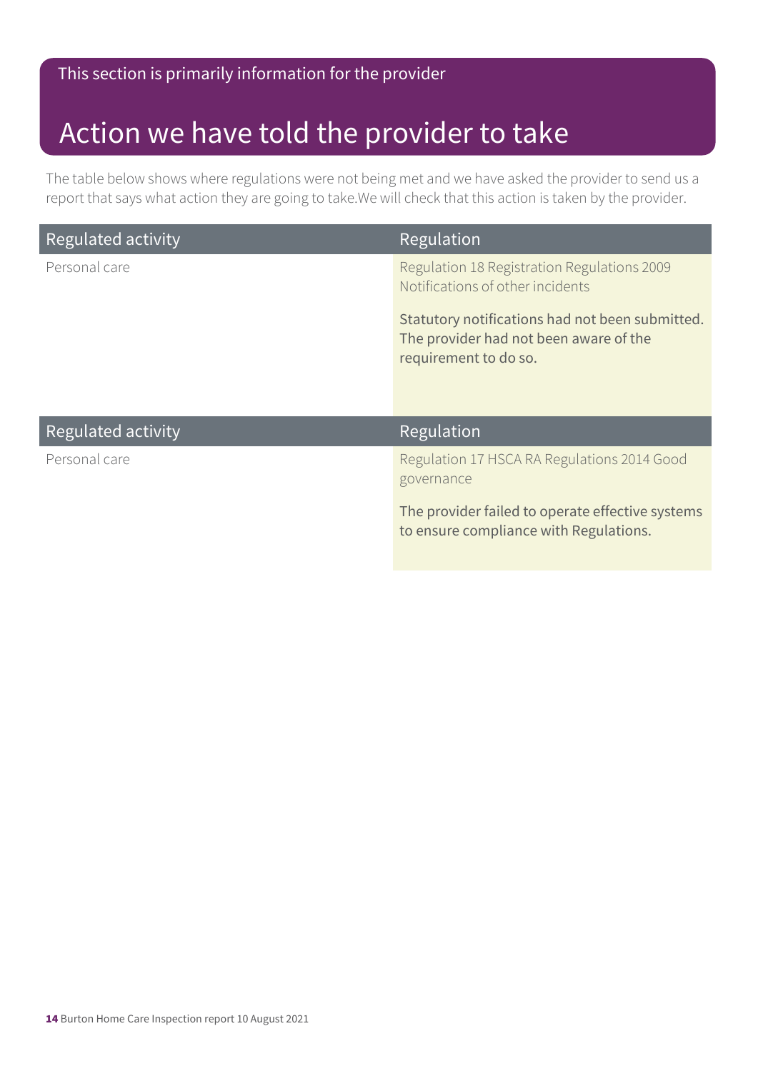This section is primarily information for the provider

# Action we have told the provider to take

The table below shows where regulations were not being met and we have asked the provider to send us a report that says what action they are going to take.We will check that this action is taken by the provider.

| Regulated activity | Regulation |
|---|---|
| Personal care | Regulation 18 Registration Regulations 2009 Notifications of other incidents<br><br>Statutory notifications had not been submitted. The provider had not been aware of the requirement to do so. |

| Regulated activity | Regulation |
|---|---|
| Personal care | Regulation 17 HSCA RA Regulations 2014 Good governance<br><br>The provider failed to operate effective systems to ensure compliance with Regulations. |